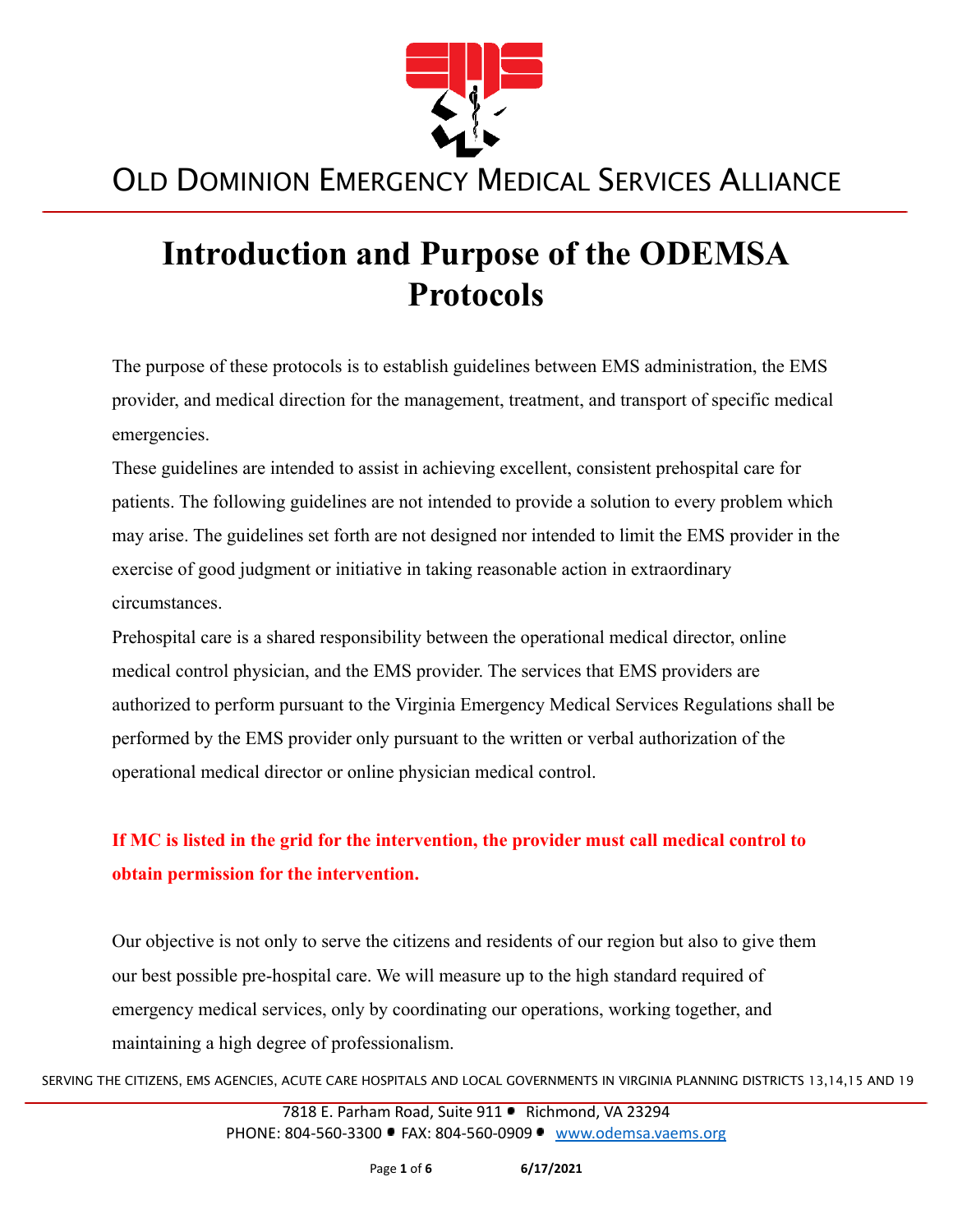# OLD DOMINION EMERGENCY MEDICAL SERVICES ALLIANCE

# Introduction and Purpose of the ODEMSA Protocols

The purpose of these protocols is to establish guidelines between EMS administration, the EMS provider, and medical direction for the management, treatment, and transport of specific medical emergencies.

These guidelines are intended to assist in achieving excellent, consistent prehospital care for patients. The following guidelines are not intended to provide a solution to every problem which may arise. The guidelines set forth are not designed nor intended to limit the EMS provider in the exercise of good judgment or initiative in taking reasonable action in extraordinary circumstances.

Prehospital care is a shared responsibility between the operational medical director, online medical control physician, and the EMS provider. The services that EMS providers are authorized to perform pursuant to the Virginia Emergency Medical Services Regulations shall be performed by the EMS provider only pursuant to the written or verbal authorization of the operational medical director or online physician medical control.

**If MC is listed in the grid for the intervention, the provider must call medical control to obtain permission for the intervention.**

Our objective is not only to serve the citizens and residents of our region but also to give them our best possible pre-hospital care. We will measure up to the high standard required of emergency medical services, only by coordinating our operations, working together, and maintaining a high degree of professionalism.

SERVING THE CITIZENS, EMS AGENCIES, ACUTE CARE HOSPITALS AND LOCAL GOVERNMENTS IN VIRGINIA PLANNING DISTRICTS 13,14,15 AND 19

7818 E. Parham Road, Suite 911 • Richmond, VA 23294
PHONE: 804-560-3300 • FAX: 804-560-0909 • www.odemsa.vaems.org

6/17/2021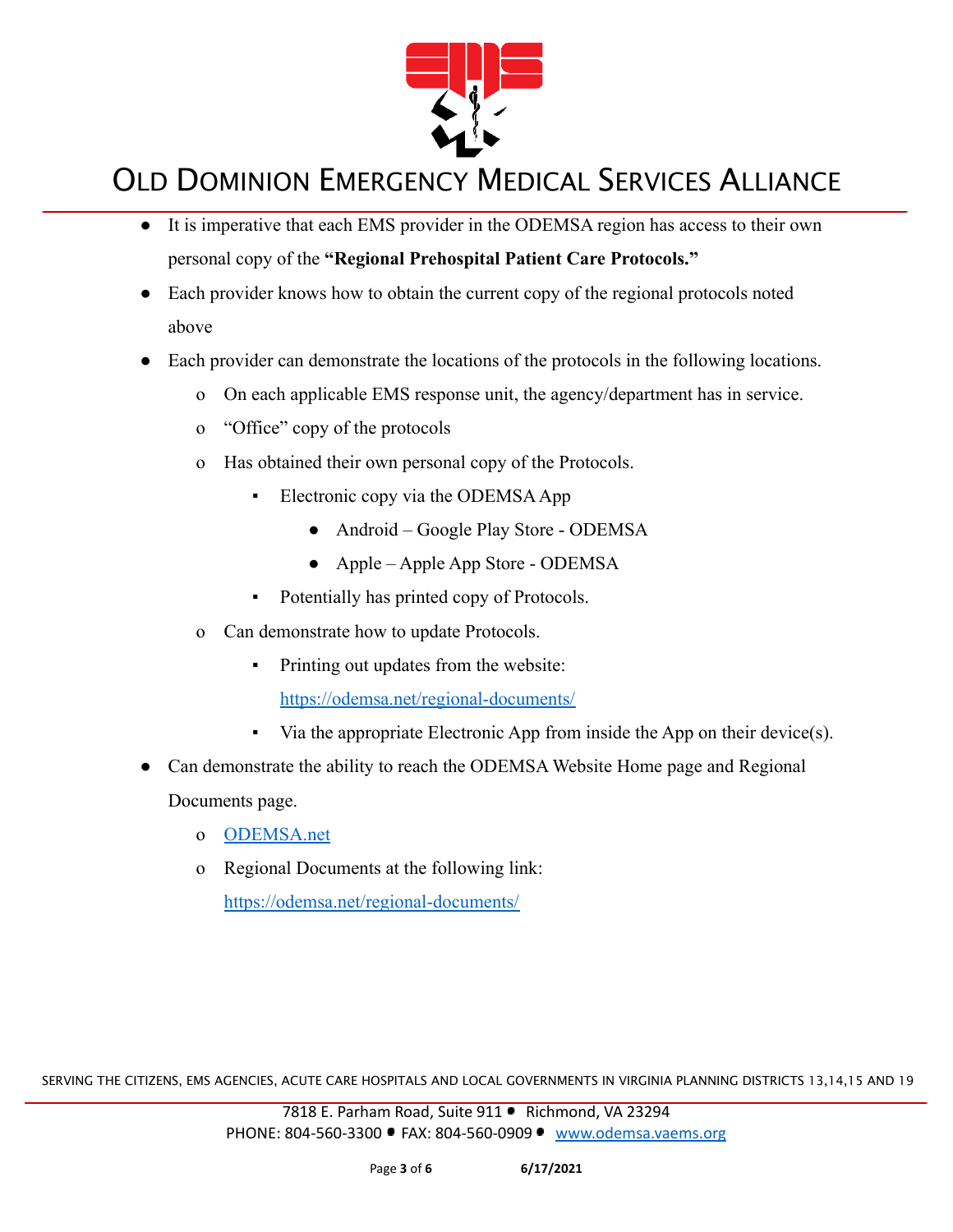- It is imperative that each EMS provider in the ODEMSA region has access to their own personal copy of the **"Regional Prehospital Patient Care Protocols."**
- Each provider knows how to obtain the current copy of the regional protocols noted above
- Each provider can demonstrate the locations of the protocols in the following locations.
  - On each applicable EMS response unit, the agency/department has in service.
  - "Office" copy of the protocols
  - Has obtained their own personal copy of the Protocols.
    - Electronic copy via the ODEMSA App
      - Android – Google Play Store - ODEMSA
      - Apple – Apple App Store - ODEMSA
    - Potentially has printed copy of Protocols.
  - Can demonstrate how to update Protocols.
    - Printing out updates from the website: https://odemsa.net/regional-documents/
    - Via the appropriate Electronic App from inside the App on their device(s).
- Can demonstrate the ability to reach the ODEMSA Website Home page and Regional Documents page.
  - ODEMSA.net
  - Regional Documents at the following link: https://odemsa.net/regional-documents/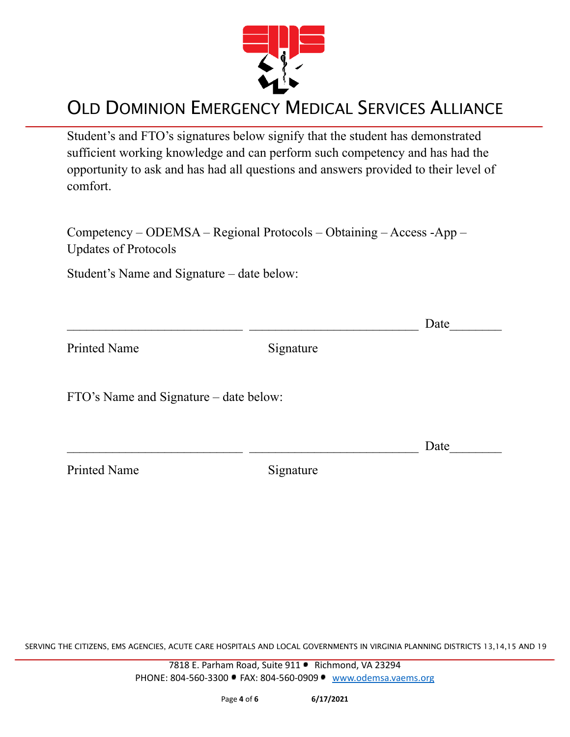# OLD DOMINION EMERGENCY MEDICAL SERVICES ALLIANCE

Student's and FTO's signatures below signify that the student has demonstrated sufficient working knowledge and can perform such competency and has had the opportunity to ask and has had all questions and answers provided to their level of comfort.

Competency – ODEMSA – Regional Protocols – Obtaining – Access -App – Updates of Protocols

Student's Name and Signature – date below:

___________________________ __________________________ Date________

Printed Name Signature

FTO's Name and Signature – date below:

___________________________ __________________________ Date________

Printed Name Signature

SERVING THE CITIZENS, EMS AGENCIES, ACUTE CARE HOSPITALS AND LOCAL GOVERNMENTS IN VIRGINIA PLANNING DISTRICTS 13,14,15 AND 19

7818 E. Parham Road, Suite 911 • Richmond, VA 23294
PHONE: 804-560-3300 • FAX: 804-560-0909 • www.odemsa.vaems.org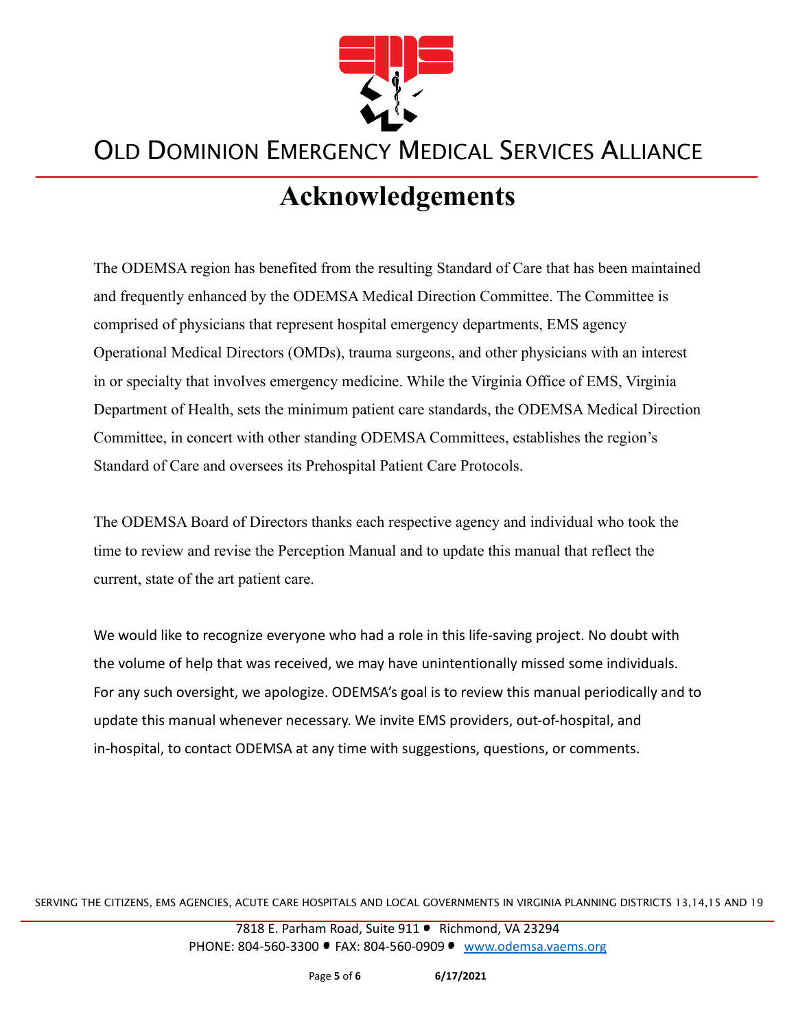# Acknowledgements

The ODEMSA region has benefited from the resulting Standard of Care that has been maintained and frequently enhanced by the ODEMSA Medical Direction Committee. The Committee is comprised of physicians that represent hospital emergency departments, EMS agency Operational Medical Directors (OMDs), trauma surgeons, and other physicians with an interest in or specialty that involves emergency medicine. While the Virginia Office of EMS, Virginia Department of Health, sets the minimum patient care standards, the ODEMSA Medical Direction Committee, in concert with other standing ODEMSA Committees, establishes the region's Standard of Care and oversees its Prehospital Patient Care Protocols.

The ODEMSA Board of Directors thanks each respective agency and individual who took the time to review and revise the Perception Manual and to update this manual that reflect the current, state of the art patient care.

We would like to recognize everyone who had a role in this life-saving project. No doubt with the volume of help that was received, we may have unintentionally missed some individuals. For any such oversight, we apologize. ODEMSA's goal is to review this manual periodically and to update this manual whenever necessary. We invite EMS providers, out-of-hospital, and in-hospital, to contact ODEMSA at any time with suggestions, questions, or comments.